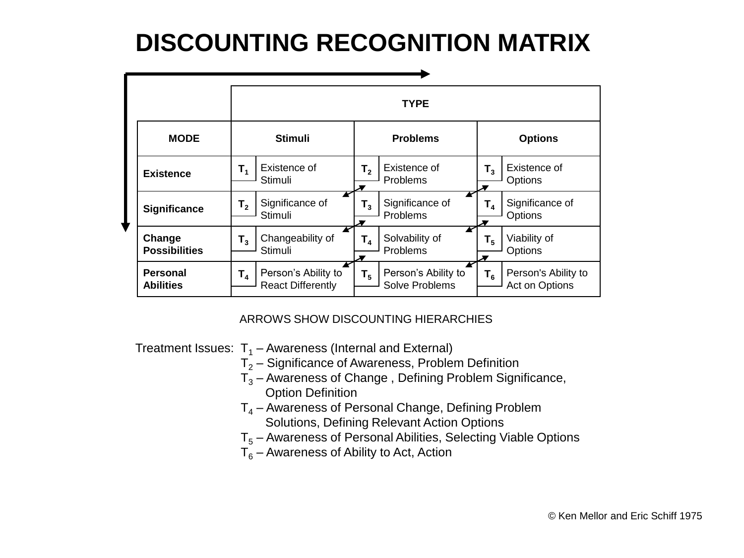# DISCOUNTING RECOGNITION MATRIX

| | TYPE | | |
|---|---|---|---|
| **MODE** | **Stimuli** | **Problems** | **Options** |
| **Existence** | $T_1$ Existence of Stimuli | $T_2$ Existence of Problems | $T_3$ Existence of Options |
| **Significance** | $T_2$ Significance of Stimuli | $T_3$ Significance of Problems | $T_4$ Significance of Options |
| **Change Possibilities** | $T_3$ Changeability of Stimuli | $T_4$ Solvability of Problems | $T_5$ Viability of Options |
| **Personal Abilities** | $T_4$ Person's Ability to React Differently | $T_5$ Person's Ability to Solve Problems | $T_6$ Person's Ability to Act on Options |

ARROWS SHOW DISCOUNTING HIERARCHIES

Treatment Issues:
- $T_1$ – Awareness (Internal and External)
- $T_2$ – Significance of Awareness, Problem Definition
- $T_3$ – Awareness of Change , Defining Problem Significance, Option Definition
- $T_4$ – Awareness of Personal Change, Defining Problem Solutions, Defining Relevant Action Options
- $T_5$ – Awareness of Personal Abilities, Selecting Viable Options
- $T_6$ – Awareness of Ability to Act, Action

© Ken Mellor and Eric Schiff 1975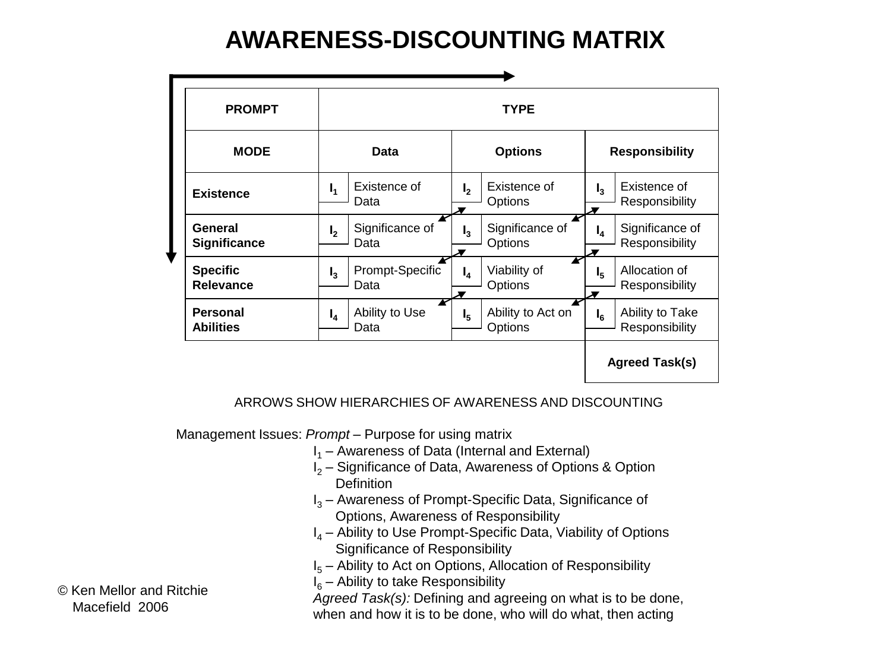# AWARENESS-DISCOUNTING MATRIX

| PROMPT | TYPE | | |
|---|---|---|---|
| **MODE** | **Data** | **Options** | **Responsibility** |
| **Existence** | $I_1$ Existence of Data | $I_2$ Existence of Options | $I_3$ Existence of Responsibility |
| **General Significance** | $I_2$ Significance of Data | $I_3$ Significance of Options | $I_4$ Significance of Responsibility |
| **Specific Relevance** | $I_3$ Prompt-Specific Data | $I_4$ Viability of Options | $I_5$ Allocation of Responsibility |
| **Personal Abilities** | $I_4$ Ability to Use Data | $I_5$ Ability to Act on Options | $I_6$ Ability to Take Responsibility |
| | | | **Agreed Task(s)** |

ARROWS SHOW HIERARCHIES OF AWARENESS AND DISCOUNTING

Management Issues: *Prompt* – Purpose for using matrix

$I_1$ – Awareness of Data (Internal and External)

$I_2$ – Significance of Data, Awareness of Options & Option Definition

$I_3$ – Awareness of Prompt-Specific Data, Significance of Options, Awareness of Responsibility

$I_4$ – Ability to Use Prompt-Specific Data, Viability of Options Significance of Responsibility

$I_5$ – Ability to Act on Options, Allocation of Responsibility

$I_6$ – Ability to take Responsibility

*Agreed Task(s):* Defining and agreeing on what is to be done, when and how it is to be done, who will do what, then acting

© Ken Mellor and Ritchie Macefield 2006